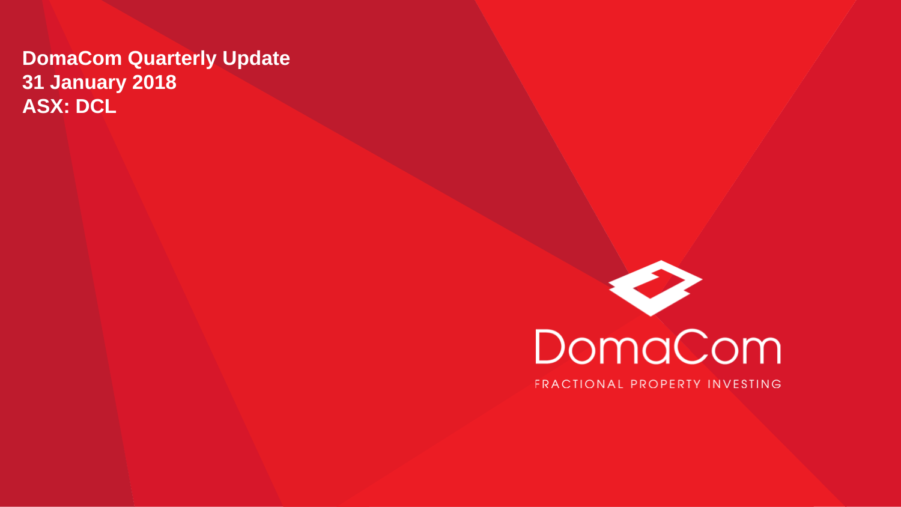# DomaCom Quarterly Update
# 31 January 2018
# ASX: DCL

DomaCom

FRACTIONAL PROPERTY INVESTING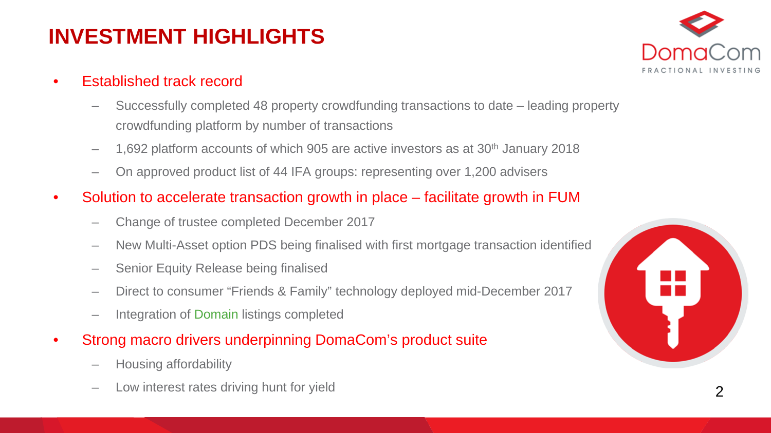# INVESTMENT HIGHLIGHTS

- Established track record
  - Successfully completed 48 property crowdfunding transactions to date – leading property crowdfunding platform by number of transactions
  - 1,692 platform accounts of which 905 are active investors as at 30th January 2018
  - On approved product list of 44 IFA groups: representing over 1,200 advisers
- Solution to accelerate transaction growth in place – facilitate growth in FUM
  - Change of trustee completed December 2017
  - New Multi-Asset option PDS being finalised with first mortgage transaction identified
  - Senior Equity Release being finalised
  - Direct to consumer "Friends & Family" technology deployed mid-December 2017
  - Integration of Domain listings completed
- Strong macro drivers underpinning DomaCom's product suite
  - Housing affordability
  - Low interest rates driving hunt for yield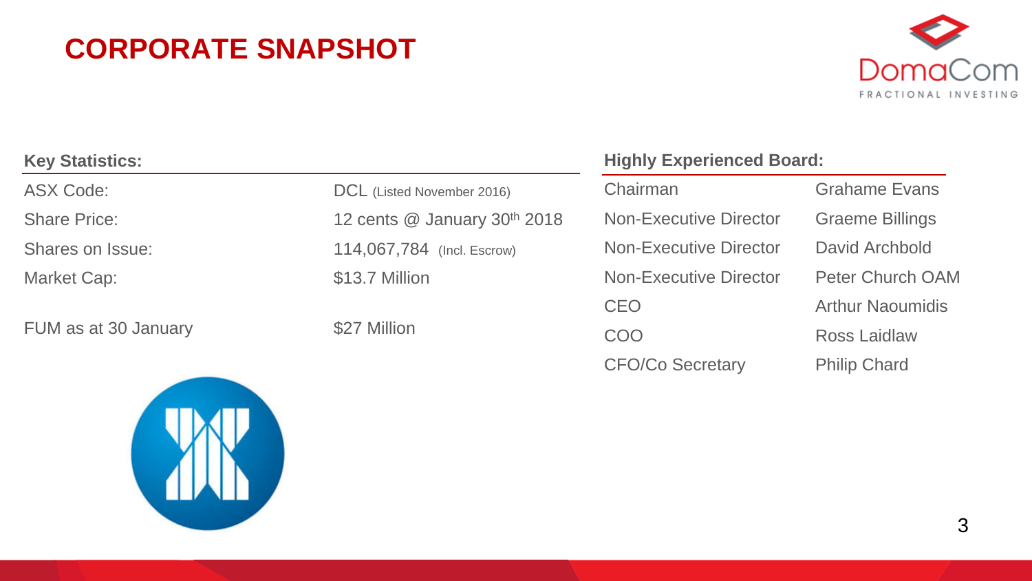# CORPORATE SNAPSHOT

### Key Statistics:

| | |
|---|---|
| ASX Code: | DCL (Listed November 2016) |
| Share Price: | 12 cents @ January 30th 2018 |
| Shares on Issue: | 114,067,784 (Incl. Escrow) |
| Market Cap: | $13.7 Million |
| FUM as at 30 January | $27 Million |

### Highly Experienced Board:

| | |
|---|---|
| Chairman | Grahame Evans |
| Non-Executive Director | Graeme Billings |
| Non-Executive Director | David Archbold |
| Non-Executive Director | Peter Church OAM |
| CEO | Arthur Naoumidis |
| COO | Ross Laidlaw |
| CFO/Co Secretary | Philip Chard |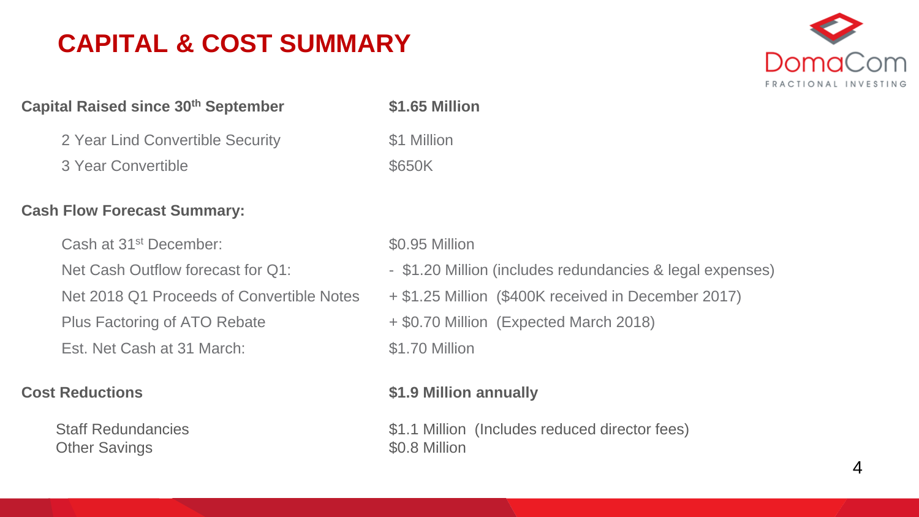# CAPITAL & COST SUMMARY

DomaCom FRACTIONAL INVESTING

| | |
|---|---|
| **Capital Raised since 30th September** | **$1.65 Million** |
| 2 Year Lind Convertible Security | $1 Million |
| 3 Year Convertible | $650K |

**Cash Flow Forecast Summary:**

| | |
|---|---|
| Cash at 31st December: | $0.95 Million |
| Net Cash Outflow forecast for Q1: | - $1.20 Million (includes redundancies & legal expenses) |
| Net 2018 Q1 Proceeds of Convertible Notes | + $1.25 Million ($400K received in December 2017) |
| Plus Factoring of ATO Rebate | + $0.70 Million (Expected March 2018) |
| Est. Net Cash at 31 March: | $1.70 Million |

| | |
|---|---|
| **Cost Reductions** | **$1.9 Million annually** |
| Staff Redundancies | $1.1 Million (Includes reduced director fees) |
| Other Savings | $0.8 Million |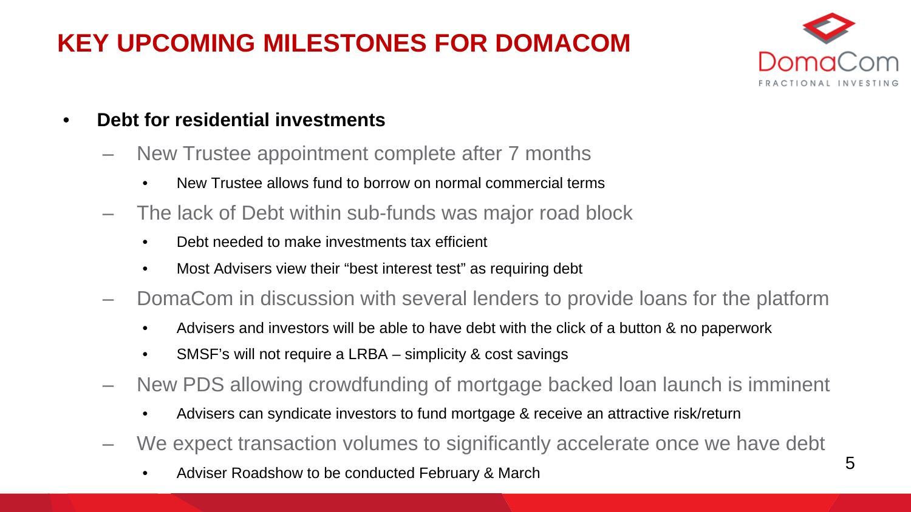# KEY UPCOMING MILESTONES FOR DOMACOM

- **Debt for residential investments**
  - New Trustee appointment complete after 7 months
    - New Trustee allows fund to borrow on normal commercial terms
  - The lack of Debt within sub-funds was major road block
    - Debt needed to make investments tax efficient
    - Most Advisers view their "best interest test" as requiring debt
  - DomaCom in discussion with several lenders to provide loans for the platform
    - Advisers and investors will be able to have debt with the click of a button & no paperwork
    - SMSF's will not require a LRBA – simplicity & cost savings
  - New PDS allowing crowdfunding of mortgage backed loan launch is imminent
    - Advisers can syndicate investors to fund mortgage & receive an attractive risk/return
  - We expect transaction volumes to significantly accelerate once we have debt
    - Adviser Roadshow to be conducted February & March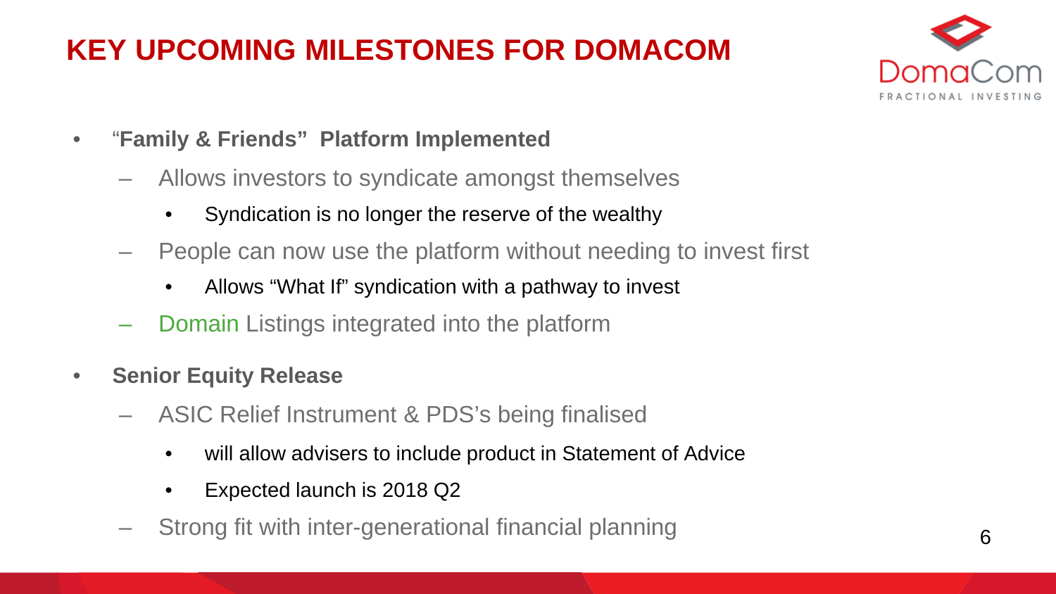# KEY UPCOMING MILESTONES FOR DOMACOM

- **"Family & Friends" Platform Implemented**
  - Allows investors to syndicate amongst themselves
    - Syndication is no longer the reserve of the wealthy
  - People can now use the platform without needing to invest first
    - Allows "What If" syndication with a pathway to invest
  - Domain Listings integrated into the platform
- **Senior Equity Release**
  - ASIC Relief Instrument & PDS's being finalised
    - will allow advisers to include product in Statement of Advice
    - Expected launch is 2018 Q2
  - Strong fit with inter-generational financial planning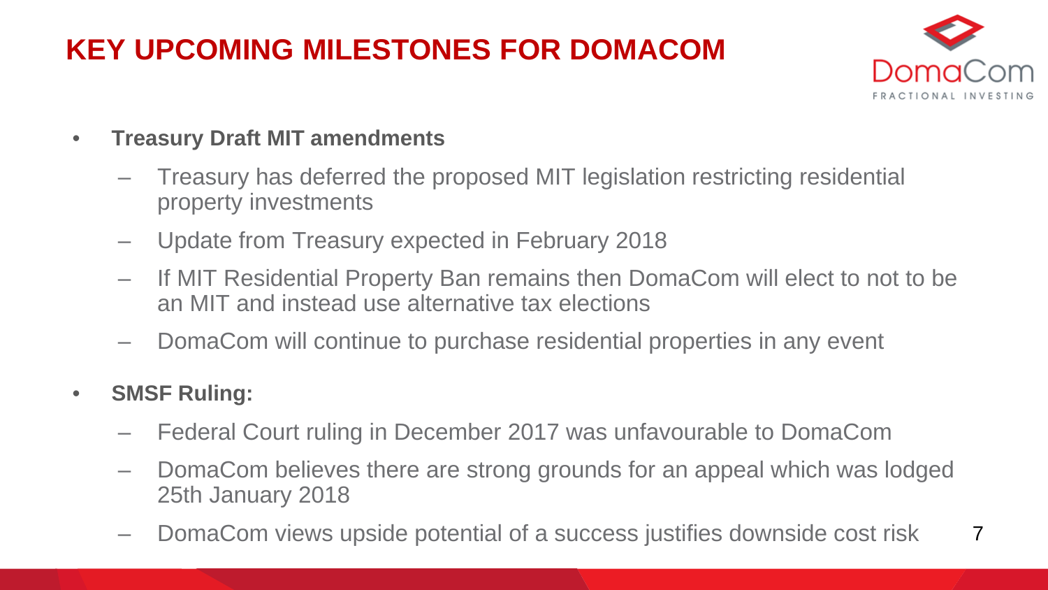# KEY UPCOMING MILESTONES FOR DOMACOM

- **Treasury Draft MIT amendments**
  - Treasury has deferred the proposed MIT legislation restricting residential property investments
  - Update from Treasury expected in February 2018
  - If MIT Residential Property Ban remains then DomaCom will elect to not to be an MIT and instead use alternative tax elections
  - DomaCom will continue to purchase residential properties in any event
- **SMSF Ruling:**
  - Federal Court ruling in December 2017 was unfavourable to DomaCom
  - DomaCom believes there are strong grounds for an appeal which was lodged 25th January 2018
  - DomaCom views upside potential of a success justifies downside cost risk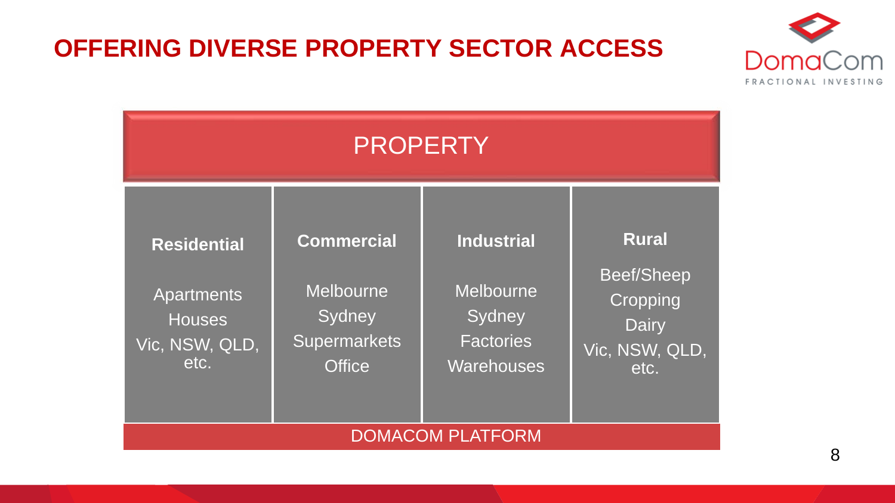# OFFERING DIVERSE PROPERTY SECTOR ACCESS

DomaCom
FRACTIONAL INVESTING

| PROPERTY | | | |
|---|---|---|---|
| **Residential** | **Commercial** | **Industrial** | **Rural** |
| Apartments<br>Houses<br>Vic, NSW, QLD, etc. | Melbourne<br>Sydney<br>Supermarkets<br>Office | Melbourne<br>Sydney<br>Factories<br>Warehouses | Beef/Sheep<br>Cropping<br>Dairy<br>Vic, NSW, QLD, etc. |

DOMACOM PLATFORM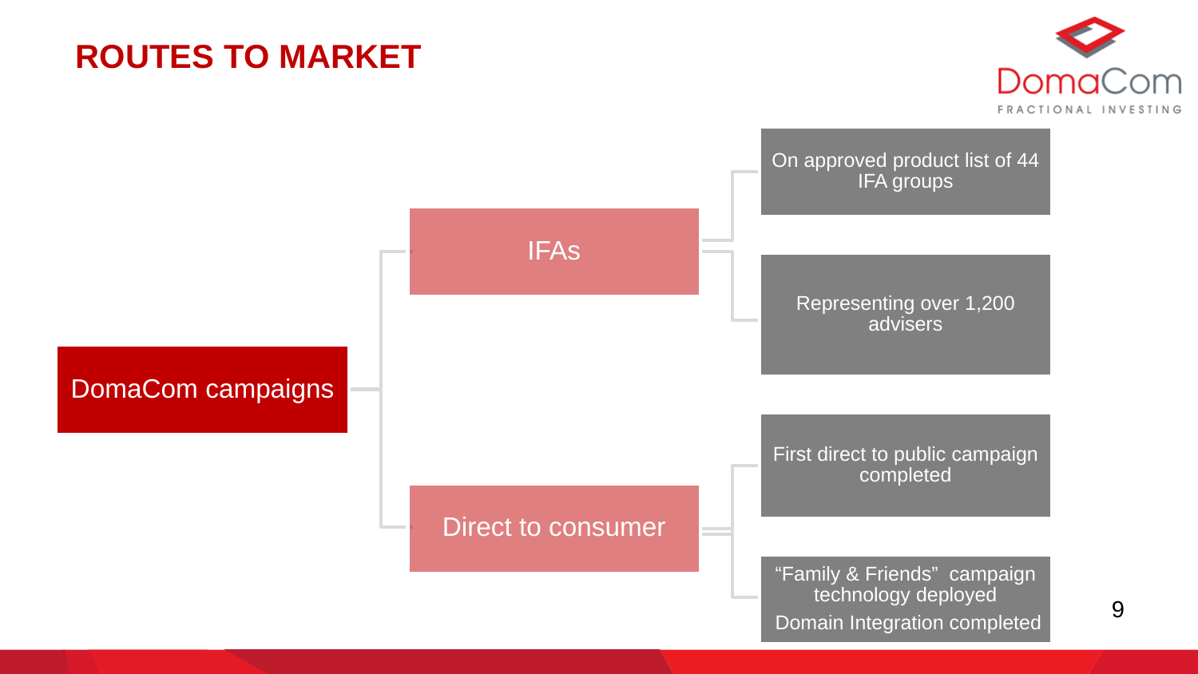# ROUTES TO MARKET

- DomaCom campaigns
  - IFAs
    - On approved product list of 44 IFA groups
    - Representing over 1,200 advisers
  - Direct to consumer
    - First direct to public campaign completed
    - “Family & Friends” campaign technology deployed
      Domain Integration completed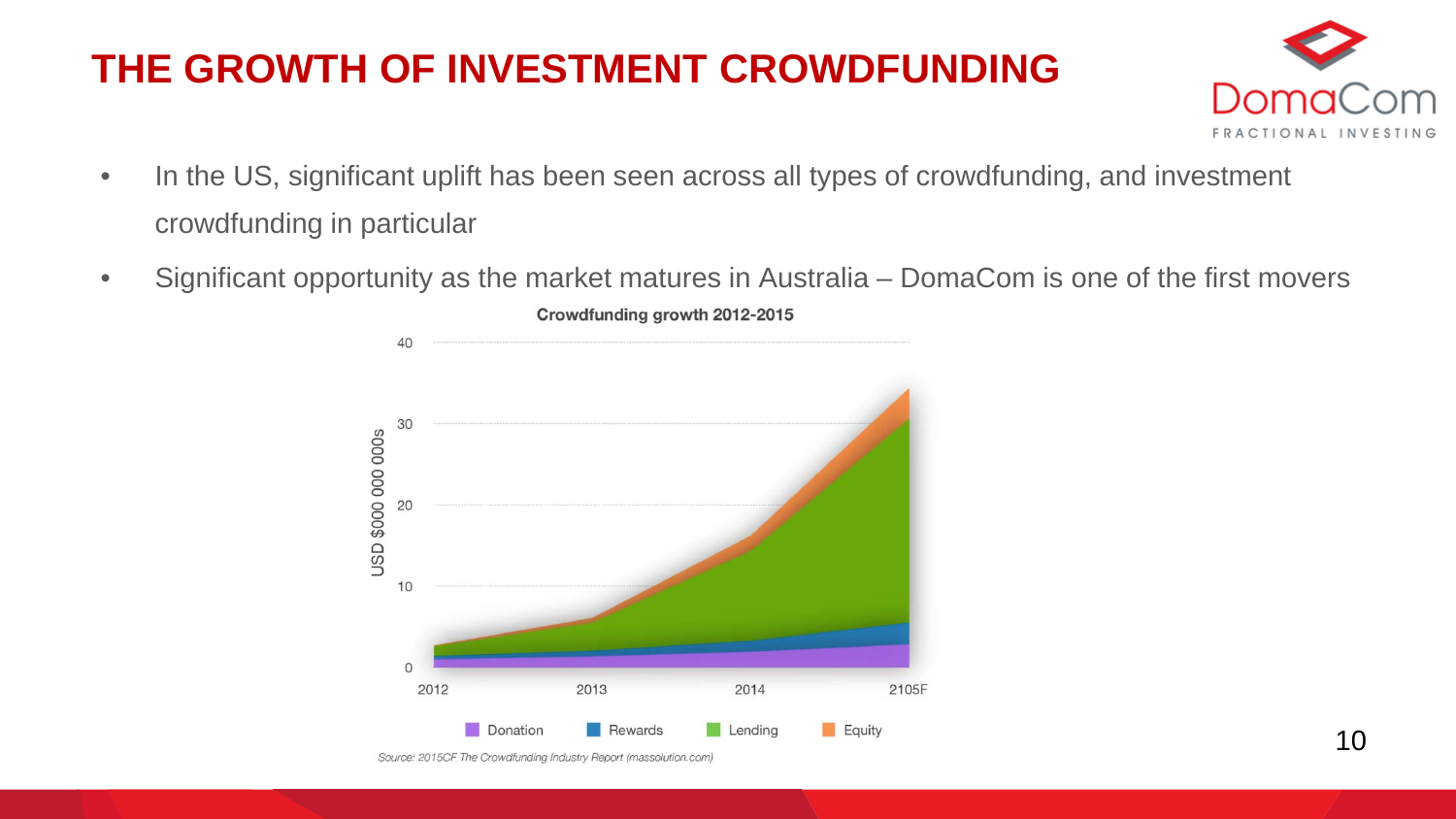# THE GROWTH OF INVESTMENT CROWDFUNDING

DomaCom
FRACTIONAL INVESTING

- In the US, significant uplift has been seen across all types of crowdfunding, and investment crowdfunding in particular
- Significant opportunity as the market matures in Australia – DomaCom is one of the first movers

**Crowdfunding growth 2012-2015**

USD $000 000 000s

40
30
20
10
0

2012 2013 2014 2105F

Donation Rewards Lending Equity

*Source: 2015CF The Crowdfunding Industry Report (massolution.com)*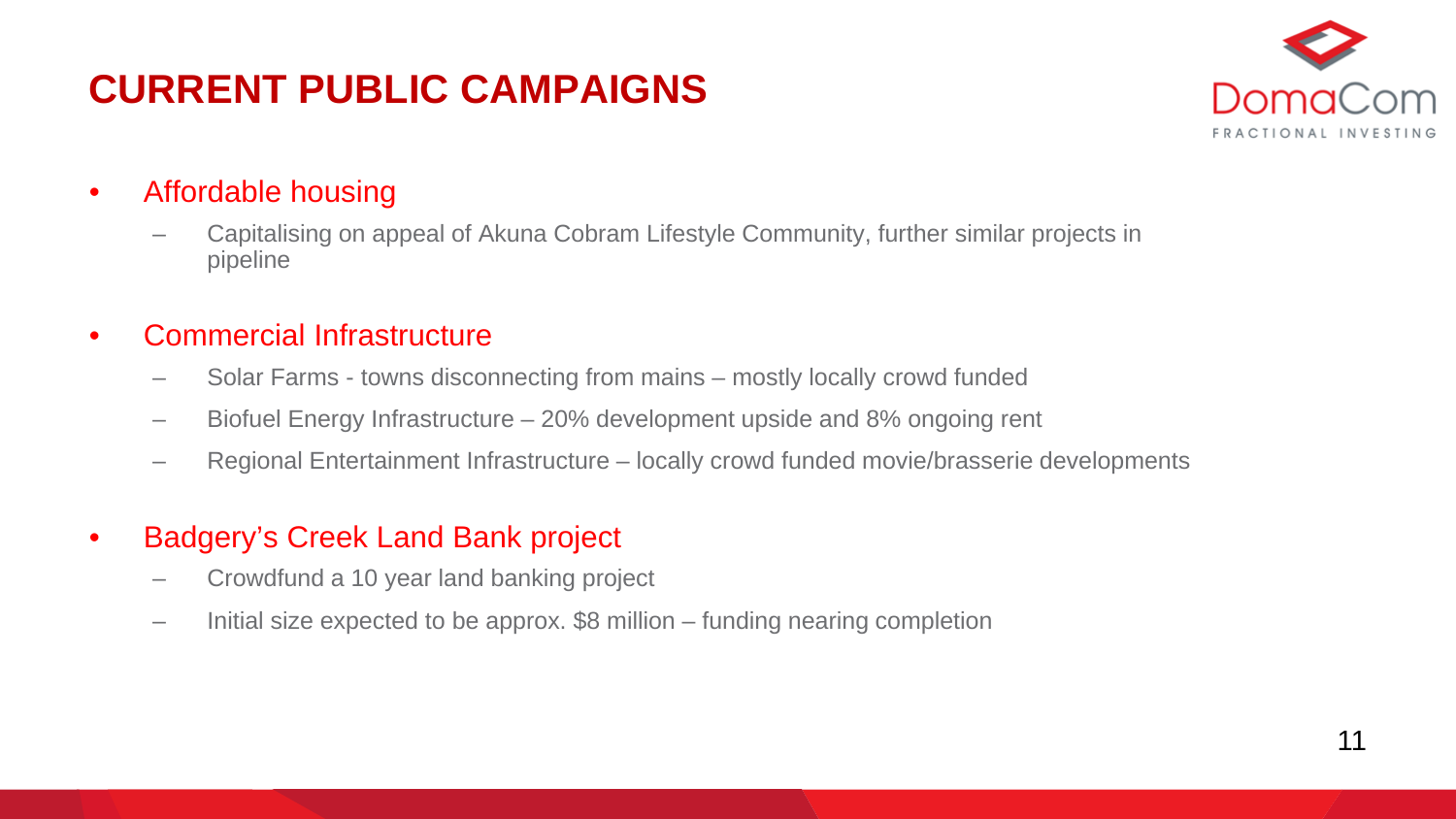# CURRENT PUBLIC CAMPAIGNS

- Affordable housing
  - Capitalising on appeal of Akuna Cobram Lifestyle Community, further similar projects in pipeline
- Commercial Infrastructure
  - Solar Farms - towns disconnecting from mains – mostly locally crowd funded
  - Biofuel Energy Infrastructure – 20% development upside and 8% ongoing rent
  - Regional Entertainment Infrastructure – locally crowd funded movie/brasserie developments
- Badgery's Creek Land Bank project
  - Crowdfund a 10 year land banking project
  - Initial size expected to be approx. $8 million – funding nearing completion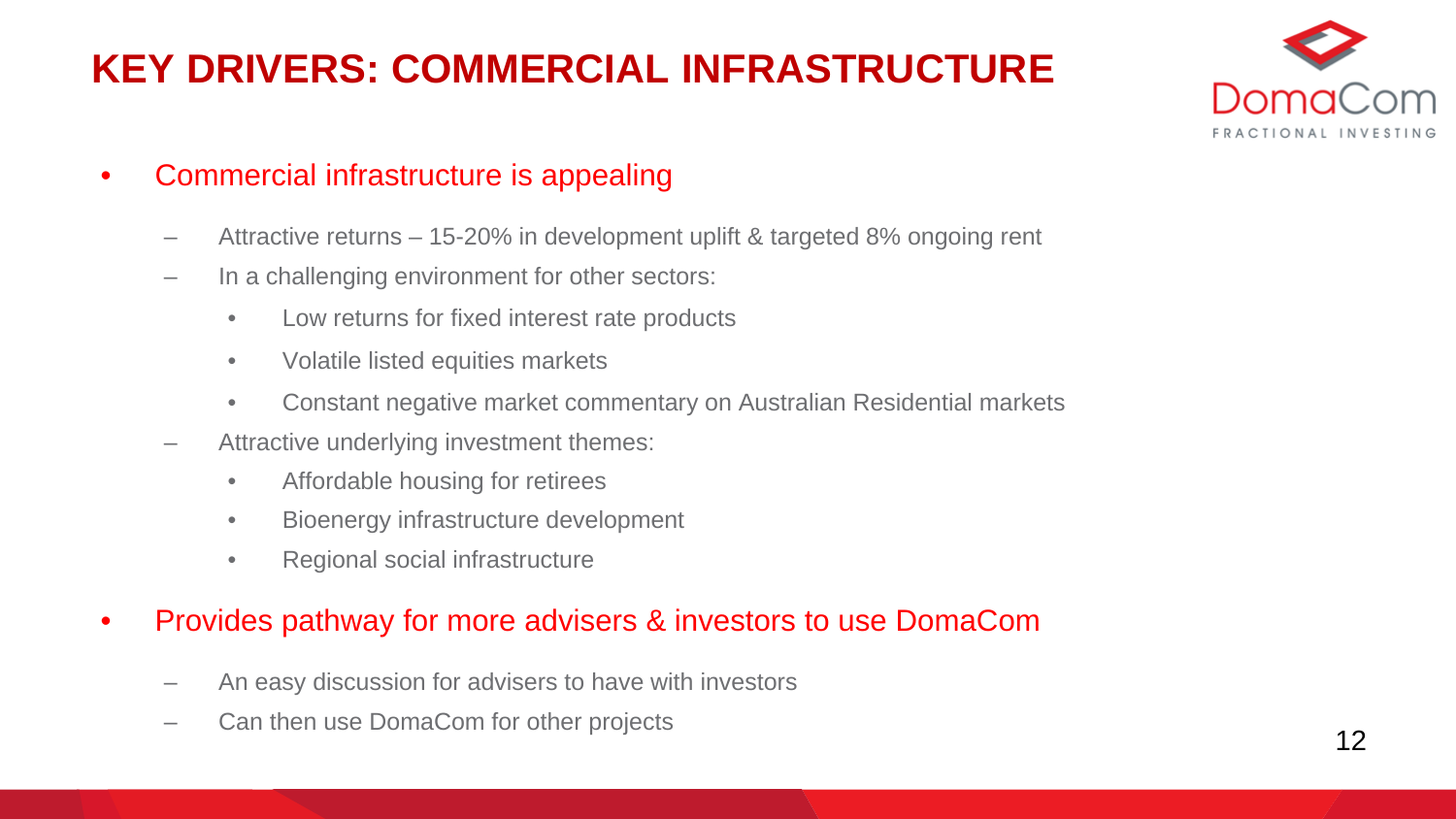# KEY DRIVERS: COMMERCIAL INFRASTRUCTURE

- Commercial infrastructure is appealing
  - Attractive returns – 15-20% in development uplift & targeted 8% ongoing rent
  - In a challenging environment for other sectors:
    - Low returns for fixed interest rate products
    - Volatile listed equities markets
    - Constant negative market commentary on Australian Residential markets
  - Attractive underlying investment themes:
    - Affordable housing for retirees
    - Bioenergy infrastructure development
    - Regional social infrastructure
- Provides pathway for more advisers & investors to use DomaCom
  - An easy discussion for advisers to have with investors
  - Can then use DomaCom for other projects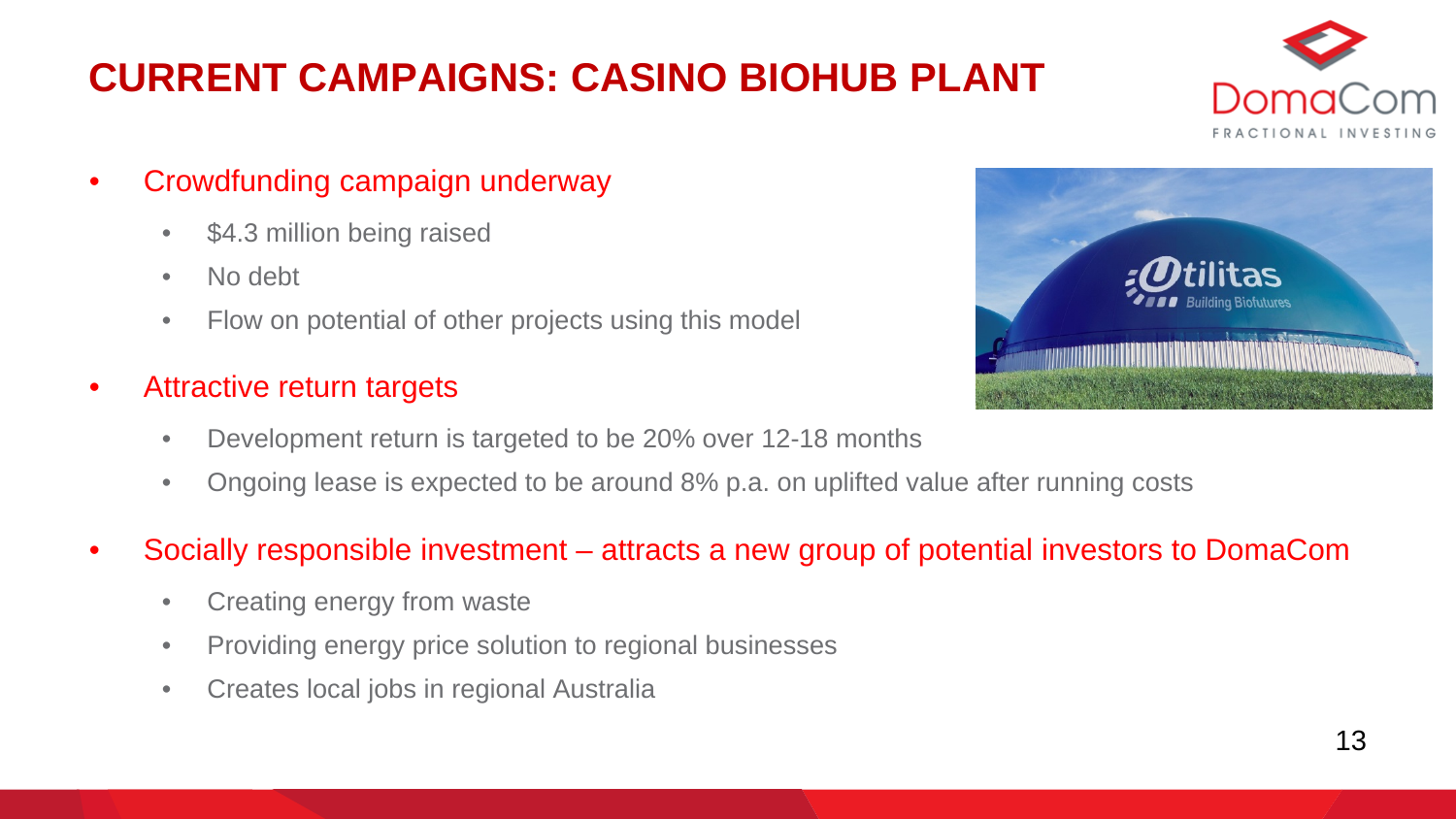# CURRENT CAMPAIGNS: CASINO BIOHUB PLANT

- Crowdfunding campaign underway
  - $4.3 million being raised
  - No debt
  - Flow on potential of other projects using this model
- Attractive return targets
  - Development return is targeted to be 20% over 12-18 months
  - Ongoing lease is expected to be around 8% p.a. on uplifted value after running costs
- Socially responsible investment – attracts a new group of potential investors to DomaCom
  - Creating energy from waste
  - Providing energy price solution to regional businesses
  - Creates local jobs in regional Australia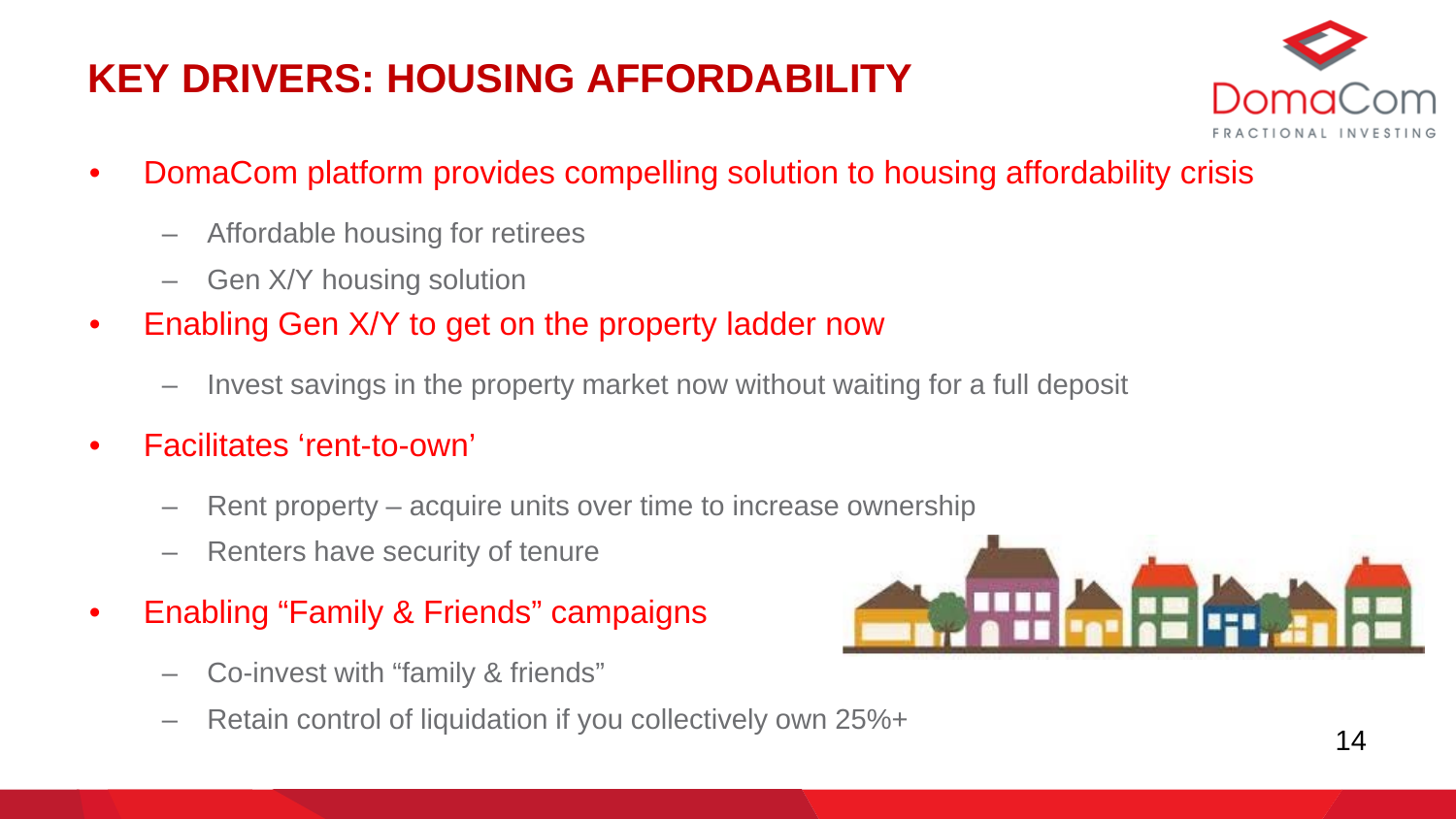# KEY DRIVERS: HOUSING AFFORDABILITY

- DomaCom platform provides compelling solution to housing affordability crisis
  - Affordable housing for retirees
  - Gen X/Y housing solution
- Enabling Gen X/Y to get on the property ladder now
  - Invest savings in the property market now without waiting for a full deposit
- Facilitates 'rent-to-own'
  - Rent property – acquire units over time to increase ownership
  - Renters have security of tenure
- Enabling "Family & Friends" campaigns
  - Co-invest with "family & friends"
  - Retain control of liquidation if you collectively own 25%+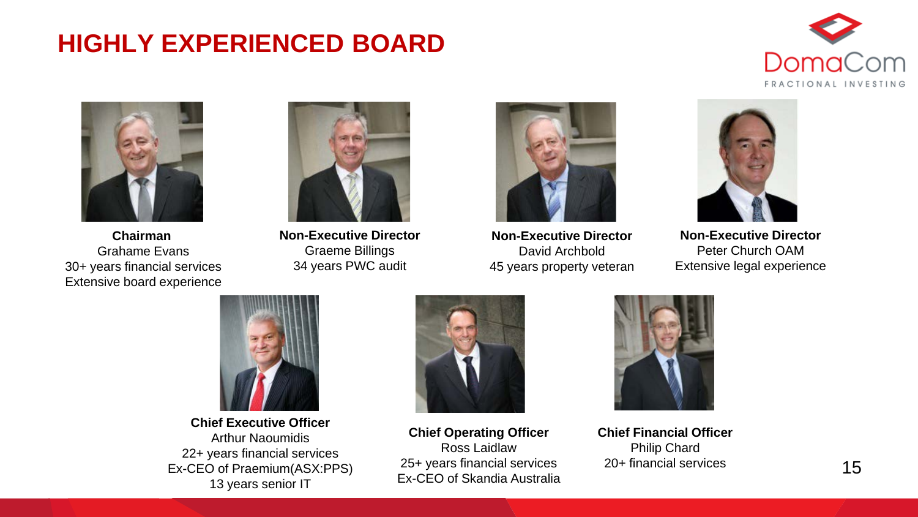# HIGHLY EXPERIENCED BOARD

DomaCom
FRACTIONAL INVESTING

**Chairman**
Grahame Evans
30+ years financial services
Extensive board experience

**Non-Executive Director**
Graeme Billings
34 years PWC audit

**Non-Executive Director**
David Archbold
45 years property veteran

**Non-Executive Director**
Peter Church OAM
Extensive legal experience

**Chief Executive Officer**
Arthur Naoumidis
22+ years financial services
Ex-CEO of Praemium(ASX:PPS)
13 years senior IT

**Chief Operating Officer**
Ross Laidlaw
25+ years financial services
Ex-CEO of Skandia Australia

**Chief Financial Officer**
Philip Chard
20+ financial services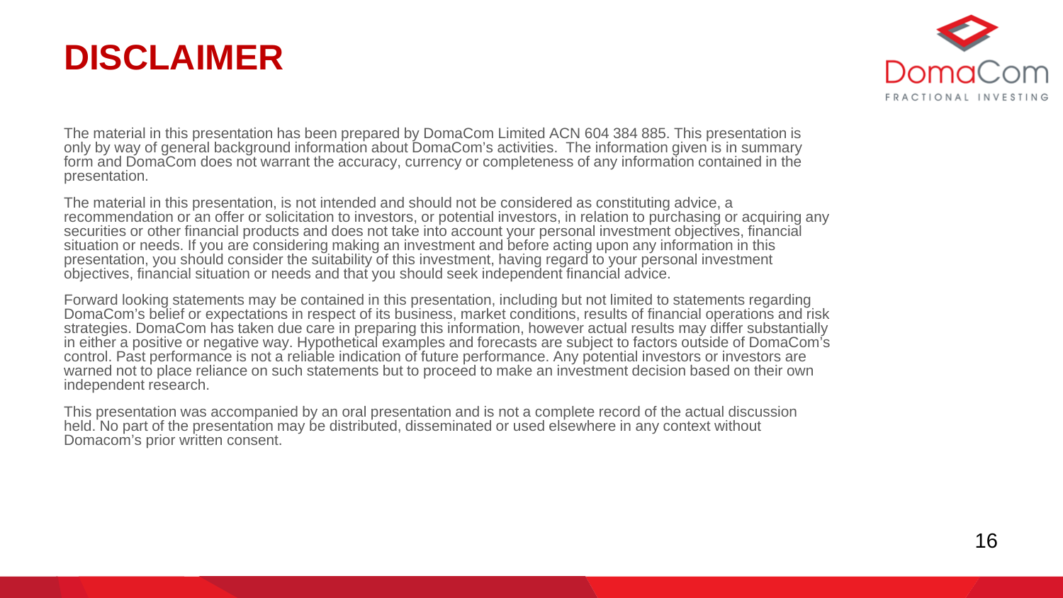# DISCLAIMER

DomaCom
FRACTIONAL INVESTING

The material in this presentation has been prepared by DomaCom Limited ACN 604 384 885. This presentation is only by way of general background information about DomaCom's activities. The information given is in summary form and DomaCom does not warrant the accuracy, currency or completeness of any information contained in the presentation.

The material in this presentation, is not intended and should not be considered as constituting advice, a recommendation or an offer or solicitation to investors, or potential investors, in relation to purchasing or acquiring any securities or other financial products and does not take into account your personal investment objectives, financial situation or needs. If you are considering making an investment and before acting upon any information in this presentation, you should consider the suitability of this investment, having regard to your personal investment objectives, financial situation or needs and that you should seek independent financial advice.

Forward looking statements may be contained in this presentation, including but not limited to statements regarding DomaCom's belief or expectations in respect of its business, market conditions, results of financial operations and risk strategies. DomaCom has taken due care in preparing this information, however actual results may differ substantially in either a positive or negative way. Hypothetical examples and forecasts are subject to factors outside of DomaCom's control. Past performance is not a reliable indication of future performance. Any potential investors or investors are warned not to place reliance on such statements but to proceed to make an investment decision based on their own independent research.

This presentation was accompanied by an oral presentation and is not a complete record of the actual discussion held. No part of the presentation may be distributed, disseminated or used elsewhere in any context without Domacom's prior written consent.